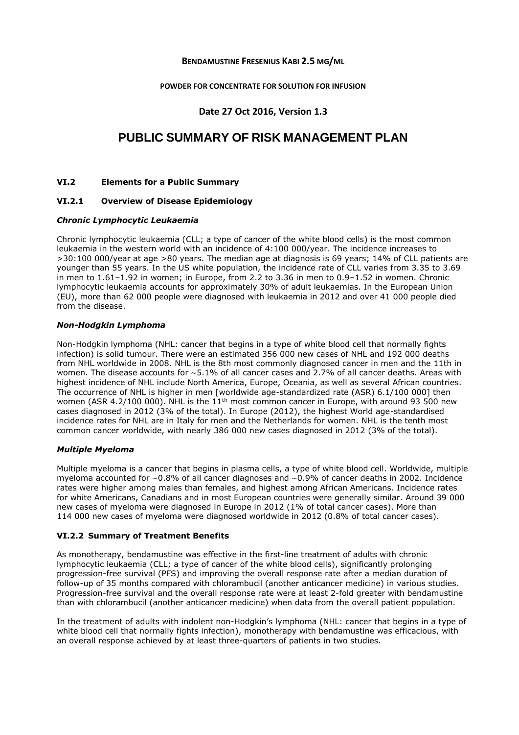**BENDAMUSTINE FRESENIUS KABI 2.5 MG/ML**

**POWDER FOR CONCENTRATE FOR SOLUTION FOR INFUSION**

**Date 27 Oct 2016, Version 1.3**

# PUBLIC SUMMARY OF RISK MANAGEMENT PLAN

## VI.2 Elements for a Public Summary

### VI.2.1 Overview of Disease Epidemiology

***Chronic Lymphocytic Leukaemia***

Chronic lymphocytic leukaemia (CLL; a type of cancer of the white blood cells) is the most common leukaemia in the western world with an incidence of 4:100 000/year. The incidence increases to >30:100 000/year at age >80 years. The median age at diagnosis is 69 years; 14% of CLL patients are younger than 55 years. In the US white population, the incidence rate of CLL varies from 3.35 to 3.69 in men to 1.61–1.92 in women; in Europe, from 2.2 to 3.36 in men to 0.9–1.52 in women. Chronic lymphocytic leukaemia accounts for approximately 30% of adult leukaemias. In the European Union (EU), more than 62 000 people were diagnosed with leukaemia in 2012 and over 41 000 people died from the disease.

***Non-Hodgkin Lymphoma***

Non-Hodgkin lymphoma (NHL: cancer that begins in a type of white blood cell that normally fights infection) is solid tumour. There were an estimated 356 000 new cases of NHL and 192 000 deaths from NHL worldwide in 2008. NHL is the 8th most commonly diagnosed cancer in men and the 11th in women. The disease accounts for ~5.1% of all cancer cases and 2.7% of all cancer deaths. Areas with highest incidence of NHL include North America, Europe, Oceania, as well as several African countries. The occurrence of NHL is higher in men [worldwide age-standardized rate (ASR) 6.1/100 000] then women (ASR 4.2/100 000). NHL is the 11th most common cancer in Europe, with around 93 500 new cases diagnosed in 2012 (3% of the total). In Europe (2012), the highest World age-standardised incidence rates for NHL are in Italy for men and the Netherlands for women. NHL is the tenth most common cancer worldwide, with nearly 386 000 new cases diagnosed in 2012 (3% of the total).

***Multiple Myeloma***

Multiple myeloma is a cancer that begins in plasma cells, a type of white blood cell. Worldwide, multiple myeloma accounted for ~0.8% of all cancer diagnoses and ~0.9% of cancer deaths in 2002. Incidence rates were higher among males than females, and highest among African Americans. Incidence rates for white Americans, Canadians and in most European countries were generally similar. Around 39 000 new cases of myeloma were diagnosed in Europe in 2012 (1% of total cancer cases). More than 114 000 new cases of myeloma were diagnosed worldwide in 2012 (0.8% of total cancer cases).

### VI.2.2 Summary of Treatment Benefits

As monotherapy, bendamustine was effective in the first-line treatment of adults with chronic lymphocytic leukaemia (CLL; a type of cancer of the white blood cells), significantly prolonging progression-free survival (PFS) and improving the overall response rate after a median duration of follow-up of 35 months compared with chlorambucil (another anticancer medicine) in various studies. Progression-free survival and the overall response rate were at least 2-fold greater with bendamustine than with chlorambucil (another anticancer medicine) when data from the overall patient population.

In the treatment of adults with indolent non-Hodgkin's lymphoma (NHL: cancer that begins in a type of white blood cell that normally fights infection), monotherapy with bendamustine was efficacious, with an overall response achieved by at least three-quarters of patients in two studies.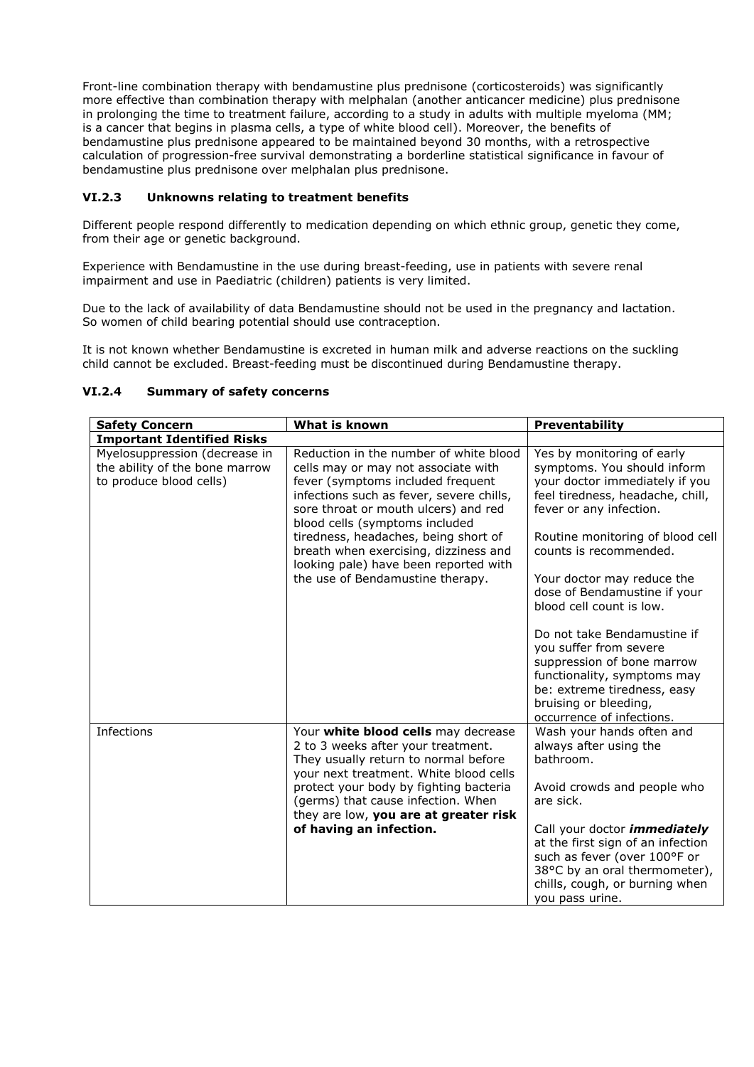Front-line combination therapy with bendamustine plus prednisone (corticosteroids) was significantly more effective than combination therapy with melphalan (another anticancer medicine) plus prednisone in prolonging the time to treatment failure, according to a study in adults with multiple myeloma (MM; is a cancer that begins in plasma cells, a type of white blood cell). Moreover, the benefits of bendamustine plus prednisone appeared to be maintained beyond 30 months, with a retrospective calculation of progression-free survival demonstrating a borderline statistical significance in favour of bendamustine plus prednisone over melphalan plus prednisone.

### VI.2.3 Unknowns relating to treatment benefits

Different people respond differently to medication depending on which ethnic group, genetic they come, from their age or genetic background.

Experience with Bendamustine in the use during breast-feeding, use in patients with severe renal impairment and use in Paediatric (children) patients is very limited.

Due to the lack of availability of data Bendamustine should not be used in the pregnancy and lactation. So women of child bearing potential should use contraception.

It is not known whether Bendamustine is excreted in human milk and adverse reactions on the suckling child cannot be excluded. Breast-feeding must be discontinued during Bendamustine therapy.

### VI.2.4 Summary of safety concerns

| Safety Concern | What is known | Preventability |
|---|---|---|
| **Important Identified Risks** | | |
| Myelosuppression (decrease in the ability of the bone marrow to produce blood cells) | Reduction in the number of white blood cells may or may not associate with fever (symptoms included frequent infections such as fever, severe chills, sore throat or mouth ulcers) and red blood cells (symptoms included tiredness, headaches, being short of breath when exercising, dizziness and looking pale) have been reported with the use of Bendamustine therapy. | Yes by monitoring of early symptoms. You should inform your doctor immediately if you feel tiredness, headache, chill, fever or any infection.<br><br>Routine monitoring of blood cell counts is recommended.<br><br>Your doctor may reduce the dose of Bendamustine if your blood cell count is low.<br><br>Do not take Bendamustine if you suffer from severe suppression of bone marrow functionality, symptoms may be: extreme tiredness, easy bruising or bleeding, occurrence of infections. |
| Infections | Your **white blood cells** may decrease 2 to 3 weeks after your treatment. They usually return to normal before your next treatment. White blood cells protect your body by fighting bacteria (germs) that cause infection. When they are low, **you are at greater risk of having an infection.** | Wash your hands often and always after using the bathroom.<br><br>Avoid crowds and people who are sick.<br><br>Call your doctor ***immediately*** at the first sign of an infection such as fever (over 100°F or 38°C by an oral thermometer), chills, cough, or burning when you pass urine. |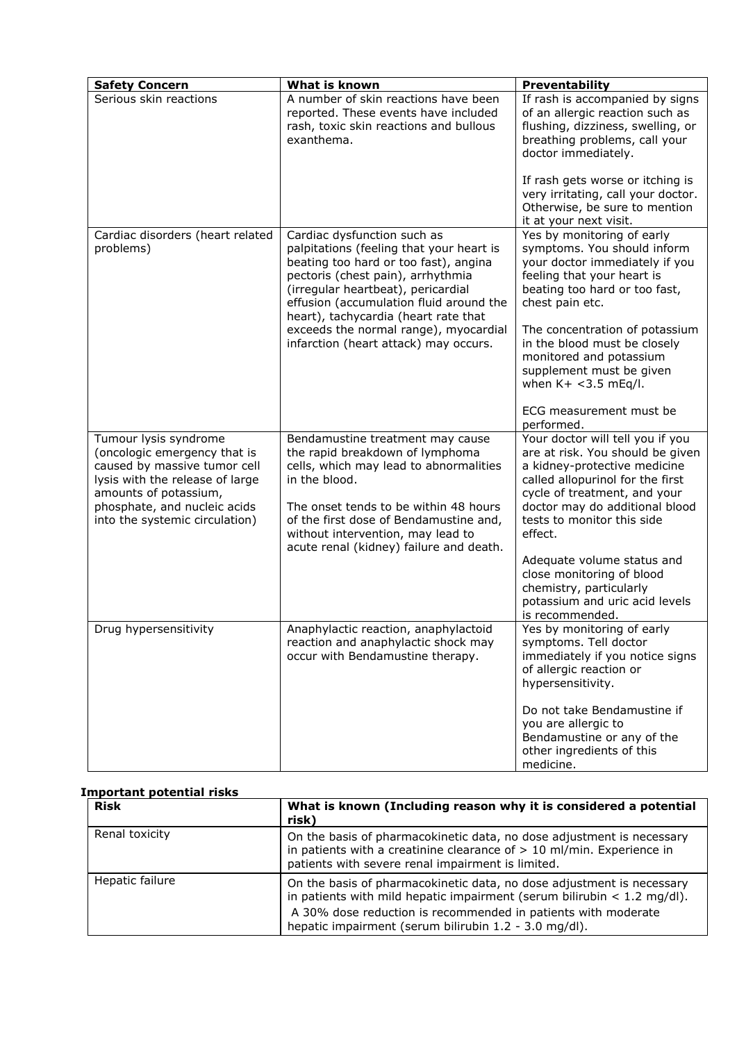| Safety Concern | What is known | Preventability |
|---|---|---|
| Serious skin reactions | A number of skin reactions have been reported. These events have included rash, toxic skin reactions and bullous exanthema. | If rash is accompanied by signs of an allergic reaction such as flushing, dizziness, swelling, or breathing problems, call your doctor immediately.<br><br>If rash gets worse or itching is very irritating, call your doctor. Otherwise, be sure to mention it at your next visit. |
| Cardiac disorders (heart related problems) | Cardiac dysfunction such as palpitations (feeling that your heart is beating too hard or too fast), angina pectoris (chest pain), arrhythmia (irregular heartbeat), pericardial effusion (accumulation fluid around the heart), tachycardia (heart rate that exceeds the normal range), myocardial infarction (heart attack) may occurs. | Yes by monitoring of early symptoms. You should inform your doctor immediately if you feeling that your heart is beating too hard or too fast, chest pain etc.<br><br>The concentration of potassium in the blood must be closely monitored and potassium supplement must be given when $K+ <3.5$ mEq/l.<br><br>ECG measurement must be performed. |
| Tumour lysis syndrome (oncologic emergency that is caused by massive tumor cell lysis with the release of large amounts of potassium, phosphate, and nucleic acids into the systemic circulation) | Bendamustine treatment may cause the rapid breakdown of lymphoma cells, which may lead to abnormalities in the blood.<br><br>The onset tends to be within 48 hours of the first dose of Bendamustine and, without intervention, may lead to acute renal (kidney) failure and death. | Your doctor will tell you if you are at risk. You should be given a kidney-protective medicine called allopurinol for the first cycle of treatment, and your doctor may do additional blood tests to monitor this side effect.<br><br>Adequate volume status and close monitoring of blood chemistry, particularly potassium and uric acid levels is recommended. |
| Drug hypersensitivity | Anaphylactic reaction, anaphylactoid reaction and anaphylactic shock may occur with Bendamustine therapy. | Yes by monitoring of early symptoms. Tell doctor immediately if you notice signs of allergic reaction or hypersensitivity.<br><br>Do not take Bendamustine if you are allergic to Bendamustine or any of the other ingredients of this medicine. |

**Important potential risks**

| Risk | What is known (Including reason why it is considered a potential risk) |
|---|---|
| Renal toxicity | On the basis of pharmacokinetic data, no dose adjustment is necessary in patients with a creatinine clearance of > 10 ml/min. Experience in patients with severe renal impairment is limited. |
| Hepatic failure | On the basis of pharmacokinetic data, no dose adjustment is necessary in patients with mild hepatic impairment (serum bilirubin < 1.2 mg/dl).<br>A 30% dose reduction is recommended in patients with moderate hepatic impairment (serum bilirubin 1.2 - 3.0 mg/dl). |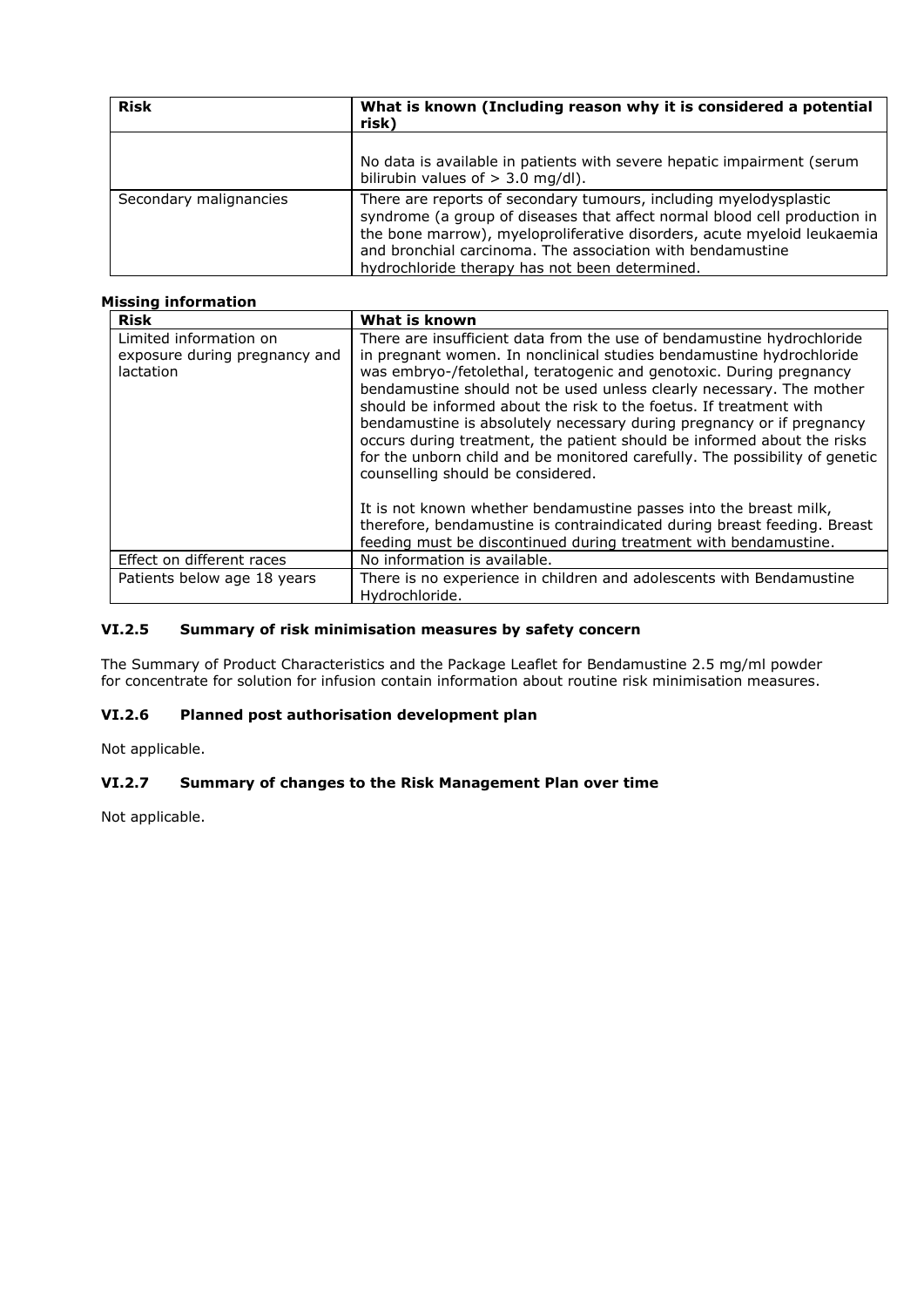| Risk | What is known (Including reason why it is considered a potential risk) |
|---|---|
| | No data is available in patients with severe hepatic impairment (serum bilirubin values of > 3.0 mg/dl). |
| Secondary malignancies | There are reports of secondary tumours, including myelodysplastic syndrome (a group of diseases that affect normal blood cell production in the bone marrow), myeloproliferative disorders, acute myeloid leukaemia and bronchial carcinoma. The association with bendamustine hydrochloride therapy has not been determined. |

**Missing information**

| Risk | What is known |
|---|---|
| Limited information on exposure during pregnancy and lactation | There are insufficient data from the use of bendamustine hydrochloride in pregnant women. In nonclinical studies bendamustine hydrochloride was embryo-/fetolethal, teratogenic and genotoxic. During pregnancy bendamustine should not be used unless clearly necessary. The mother should be informed about the risk to the foetus. If treatment with bendamustine is absolutely necessary during pregnancy or if pregnancy occurs during treatment, the patient should be informed about the risks for the unborn child and be monitored carefully. The possibility of genetic counselling should be considered.<br><br>It is not known whether bendamustine passes into the breast milk, therefore, bendamustine is contraindicated during breast feeding. Breast feeding must be discontinued during treatment with bendamustine. |
| Effect on different races | No information is available. |
| Patients below age 18 years | There is no experience in children and adolescents with Bendamustine Hydrochloride. |

### VI.2.5 Summary of risk minimisation measures by safety concern

The Summary of Product Characteristics and the Package Leaflet for Bendamustine 2.5 mg/ml powder for concentrate for solution for infusion contain information about routine risk minimisation measures.

### VI.2.6 Planned post authorisation development plan

Not applicable.

### VI.2.7 Summary of changes to the Risk Management Plan over time

Not applicable.